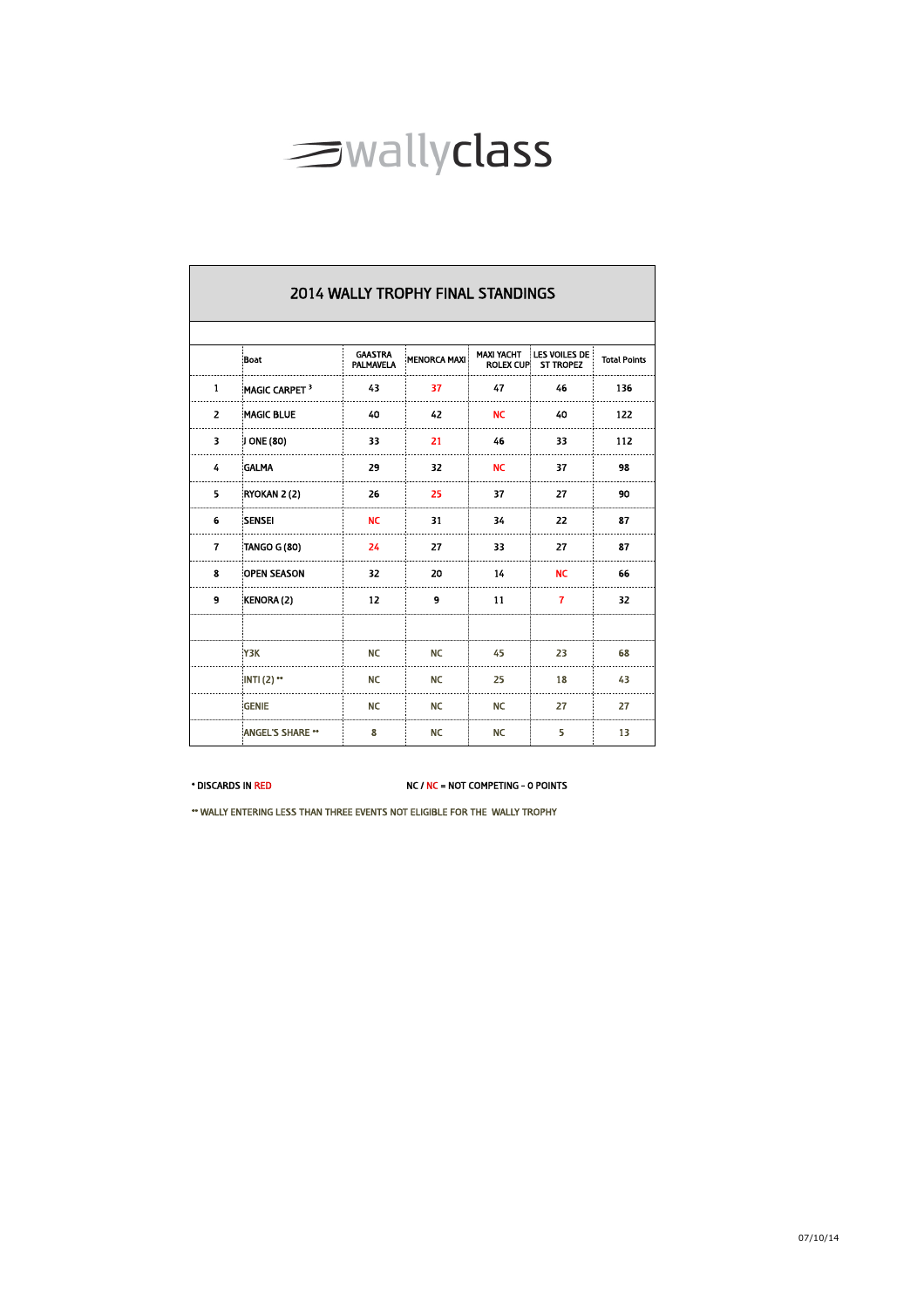# wallyclass

## 2014 WALLY TROPHY FINAL STANDINGS

| | Boat | GAASTRA PALMAVELA | MENORCA MAXI | MAXI YACHT ROLEX CUP | LES VOILES DE ST TROPEZ | Total Points |
|---|---|---|---|---|---|---|
| 1 | MAGIC CARPET [3] | 43 | 37 | 47 | 46 | 136 |
| 2 | MAGIC BLUE | 40 | 42 | NC | 40 | 122 |
| 3 | J ONE (80) | 33 | 21 | 46 | 33 | 112 |
| 4 | GALMA | 29 | 32 | NC | 37 | 98 |
| 5 | RYOKAN 2 (2) | 26 | 25 | 37 | 27 | 90 |
| 6 | SENSEI | NC | 31 | 34 | 22 | 87 |
| 7 | TANGO G (80) | 24 | 27 | 33 | 27 | 87 |
| 8 | OPEN SEASON | 32 | 20 | 14 | NC | 66 |
| 9 | KENORA (2) | 12 | 9 | 11 | 7 | 32 |
| | | | | | | |
| | Y3K | NC | NC | 45 | 23 | 68 |
| | INTI (2) ** | NC | NC | 25 | 18 | 43 |
| | GENIE | NC | NC | NC | 27 | 27 |
| | ANGEL'S SHARE ** | 8 | NC | NC | 5 | 13 |

* DISCARDS IN RED

NC / NC = NOT COMPETING - 0 POINTS

** WALLY ENTERING LESS THAN THREE EVENTS NOT ELIGIBLE FOR THE WALLY TROPHY

07/10/14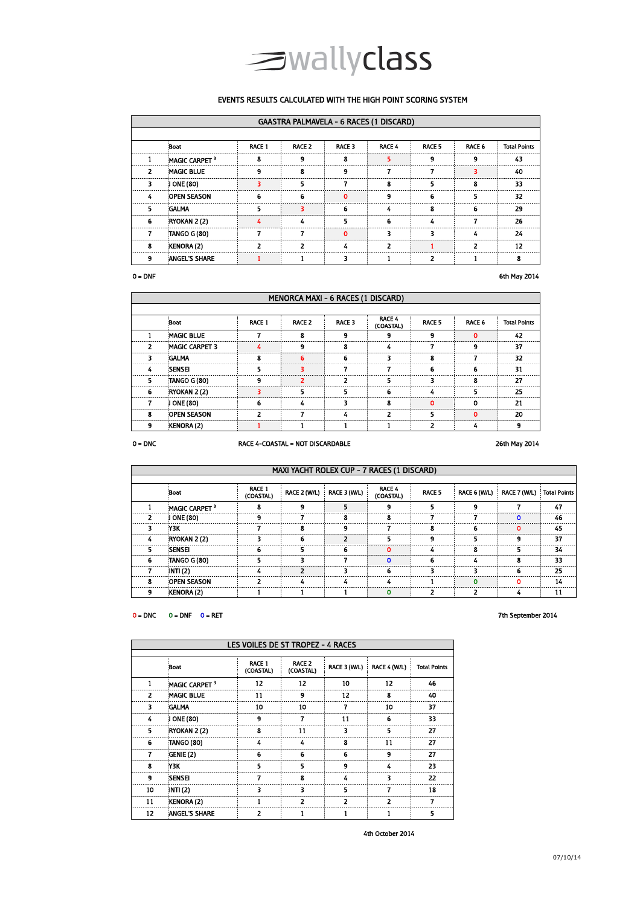# wallyclass

EVENTS RESULTS CALCULATED WITH THE HIGH POINT SCORING SYSTEM

| GAASTRA PALMAVELA - 6 RACES (1 DISCARD) | | | | | | | | |
|---|---|---|---|---|---|---|---|---|
| | Boat | RACE 1 | RACE 2 | RACE 3 | RACE 4 | RACE 5 | RACE 6 | Total Points |
| 1 | MAGIC CARPET [3] | 8 | 9 | 8 | 5 | 9 | 9 | 43 |
| 2 | MAGIC BLUE | 9 | 8 | 9 | 7 | 7 | 3 | 40 |
| 3 | J ONE (80) | 3 | 5 | 7 | 8 | 5 | 8 | 33 |
| 4 | OPEN SEASON | 6 | 6 | 0 | 9 | 6 | 5 | 32 |
| 5 | GALMA | 5 | 3 | 6 | 4 | 8 | 6 | 29 |
| 6 | RYOKAN 2 (2) | 4 | 4 | 5 | 6 | 4 | 7 | 26 |
| 7 | TANGO G (80) | 7 | 7 | 0 | 3 | 3 | 4 | 24 |
| 8 | KENORA (2) | 2 | 2 | 4 | 2 | 1 | 2 | 12 |
| 9 | ANGEL'S SHARE | 1 | 1 | 3 | 1 | 2 | 1 | 8 |

0 = DNF

6th May 2014

| MENORCA MAXI - 6 RACES (1 DISCARD) | | | | | | | | |
|---|---|---|---|---|---|---|---|---|
| | Boat | RACE 1 | RACE 2 | RACE 3 | RACE 4 (COASTAL) | RACE 5 | RACE 6 | Total Points |
| 1 | MAGIC BLUE | 7 | 8 | 9 | 9 | 9 | 0 | 42 |
| 2 | MAGIC CARPET 3 | 4 | 9 | 8 | 4 | 7 | 9 | 37 |
| 3 | GALMA | 8 | 6 | 6 | 3 | 8 | 7 | 32 |
| 4 | SENSEI | 5 | 3 | 7 | 7 | 6 | 6 | 31 |
| 5 | TANGO G (80) | 9 | 2 | 2 | 5 | 3 | 8 | 27 |
| 6 | RYOKAN 2 (2) | 3 | 5 | 5 | 6 | 4 | 5 | 25 |
| 7 | J ONE (80) | 6 | 4 | 3 | 8 | 0 | 0 | 21 |
| 8 | OPEN SEASON | 2 | 7 | 4 | 2 | 5 | 0 | 20 |
| 9 | KENORA (2) | 1 | 1 | 1 | 1 | 2 | 4 | 9 |

0 = DNC

RACE 4-COASTAL = NOT DISCARDABLE

26th May 2014

| MAXI YACHT ROLEX CUP - 7 RACES (1 DISCARD) | | | | | | | | | |
|---|---|---|---|---|---|---|---|---|---|
| | Boat | RACE 1 (COASTAL) | RACE 2 (W/L) | RACE 3 (W/L) | RACE 4 (COASTAL) | RACE 5 | RACE 6 (W/L) | RACE 7 (W/L) | Total Points |
| 1 | MAGIC CARPET [3] | 8 | 9 | 5 | 9 | 5 | 9 | 7 | 47 |
| 2 | J ONE (80) | 9 | 7 | 8 | 8 | 7 | 7 | 0 | 46 |
| 3 | Y3K | 7 | 8 | 9 | 7 | 8 | 6 | 0 | 45 |
| 4 | RYOKAN 2 (2) | 3 | 6 | 2 | 5 | 9 | 5 | 9 | 37 |
| 5 | SENSEI | 6 | 5 | 6 | 0 | 4 | 8 | 5 | 34 |
| 6 | TANGO G (80) | 5 | 3 | 7 | 0 | 6 | 4 | 8 | 33 |
| 7 | INTI (2) | 4 | 2 | 3 | 6 | 3 | 3 | 6 | 25 |
| 8 | OPEN SEASON | 2 | 4 | 4 | 4 | 1 | 0 | 0 | 14 |
| 9 | KENORA (2) | 1 | 1 | 1 | 0 | 2 | 2 | 4 | 11 |

0 = DNC  0 = DNF  0 = RET

7th September 2014

| LES VOILES DE ST TROPEZ - 4 RACES | | | | | | |
|---|---|---|---|---|---|---|
| | Boat | RACE 1 (COASTAL) | RACE 2 (COASTAL) | RACE 3 (W/L) | RACE 4 (W/L) | Total Points |
| 1 | MAGIC CARPET [3] | 12 | 12 | 10 | 12 | 46 |
| 2 | MAGIC BLUE | 11 | 9 | 12 | 8 | 40 |
| 3 | GALMA | 10 | 10 | 7 | 10 | 37 |
| 4 | J ONE (80) | 9 | 7 | 11 | 6 | 33 |
| 5 | RYOKAN 2 (2) | 8 | 11 | 3 | 5 | 27 |
| 6 | TANGO (80) | 4 | 4 | 8 | 11 | 27 |
| 7 | GENIE (2) | 6 | 6 | 6 | 9 | 27 |
| 8 | Y3K | 5 | 5 | 9 | 4 | 23 |
| 9 | SENSEI | 7 | 8 | 4 | 3 | 22 |
| 10 | INTI (2) | 3 | 3 | 5 | 7 | 18 |
| 11 | KENORA (2) | 1 | 2 | 2 | 2 | 7 |
| 12 | ANGEL'S SHARE | 2 | 1 | 1 | 1 | 5 |

4th October 2014

07/10/14